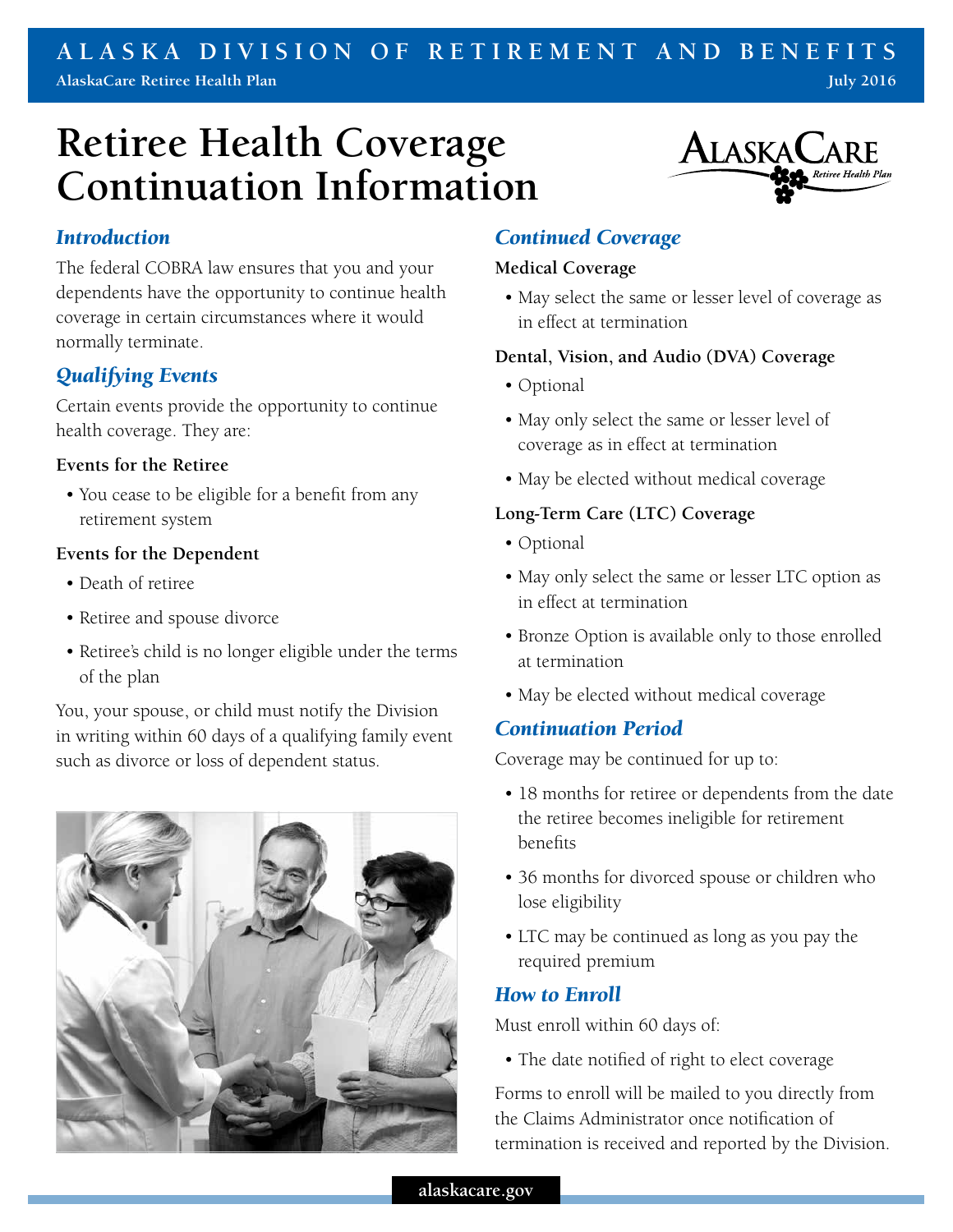ALASKA DIVISION OF RETIREMENT AND BENEFITS

AlaskaCare Retiree Health Plan — July 2016

# Retiree Health Coverage Continuation Information

## Introduction

The federal COBRA law ensures that you and your dependents have the opportunity to continue health coverage in certain circumstances where it would normally terminate.

## Qualifying Events

Certain events provide the opportunity to continue health coverage. They are:

**Events for the Retiree**

- You cease to be eligible for a benefit from any retirement system

**Events for the Dependent**

- Death of retiree
- Retiree and spouse divorce
- Retiree's child is no longer eligible under the terms of the plan

You, your spouse, or child must notify the Division in writing within 60 days of a qualifying family event such as divorce or loss of dependent status.

## Continued Coverage

**Medical Coverage**

- May select the same or lesser level of coverage as in effect at termination

**Dental, Vision, and Audio (DVA) Coverage**

- Optional
- May only select the same or lesser level of coverage as in effect at termination
- May be elected without medical coverage

**Long-Term Care (LTC) Coverage**

- Optional
- May only select the same or lesser LTC option as in effect at termination
- Bronze Option is available only to those enrolled at termination
- May be elected without medical coverage

## Continuation Period

Coverage may be continued for up to:

- 18 months for retiree or dependents from the date the retiree becomes ineligible for retirement benefits
- 36 months for divorced spouse or children who lose eligibility
- LTC may be continued as long as you pay the required premium

## How to Enroll

Must enroll within 60 days of:

- The date notified of right to elect coverage

Forms to enroll will be mailed to you directly from the Claims Administrator once notification of termination is received and reported by the Division.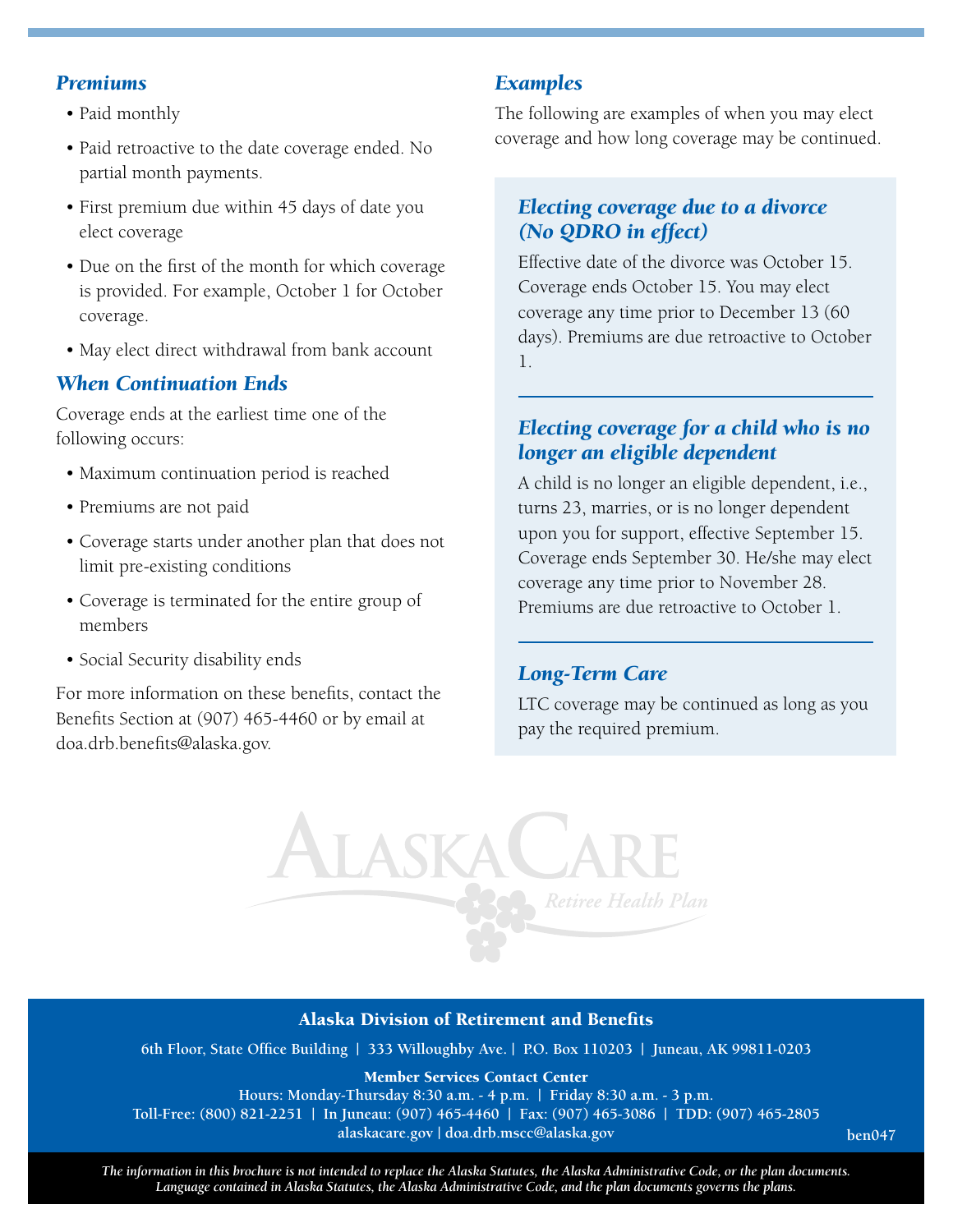## *Premiums*

- Paid monthly
- Paid retroactive to the date coverage ended. No partial month payments.
- First premium due within 45 days of date you elect coverage
- Due on the first of the month for which coverage is provided. For example, October 1 for October coverage.
- May elect direct withdrawal from bank account

## *When Continuation Ends*

Coverage ends at the earliest time one of the following occurs:

- Maximum continuation period is reached
- Premiums are not paid
- Coverage starts under another plan that does not limit pre-existing conditions
- Coverage is terminated for the entire group of members
- Social Security disability ends

For more information on these benefits, contact the Benefits Section at (907) 465-4460 or by email at doa.drb.benefits@alaska.gov.

## *Examples*

The following are examples of when you may elect coverage and how long coverage may be continued.

### *Electing coverage due to a divorce (No QDRO in effect)*

Effective date of the divorce was October 15. Coverage ends October 15. You may elect coverage any time prior to December 13 (60 days). Premiums are due retroactive to October 1.

### *Electing coverage for a child who is no longer an eligible dependent*

A child is no longer an eligible dependent, i.e., turns 23, marries, or is no longer dependent upon you for support, effective September 15. Coverage ends September 30. He/she may elect coverage any time prior to November 28. Premiums are due retroactive to October 1.

### *Long-Term Care*

LTC coverage may be continued as long as you pay the required premium.

AlaskaCare Retiree Health Plan

**Alaska Division of Retirement and Benefits**

6th Floor, State Office Building | 333 Willoughby Ave. | P.O. Box 110203 | Juneau, AK 99811-0203

**Member Services Contact Center**

Hours: Monday-Thursday 8:30 a.m. - 4 p.m. | Friday 8:30 a.m. - 3 p.m.

Toll-Free: (800) 821-2251 | In Juneau: (907) 465-4460 | Fax: (907) 465-3086 | TDD: (907) 465-2805

alaskacare.gov | doa.drb.mscc@alaska.gov

ben047

*The information in this brochure is not intended to replace the Alaska Statutes, the Alaska Administrative Code, or the plan documents. Language contained in Alaska Statutes, the Alaska Administrative Code, and the plan documents governs the plans.*